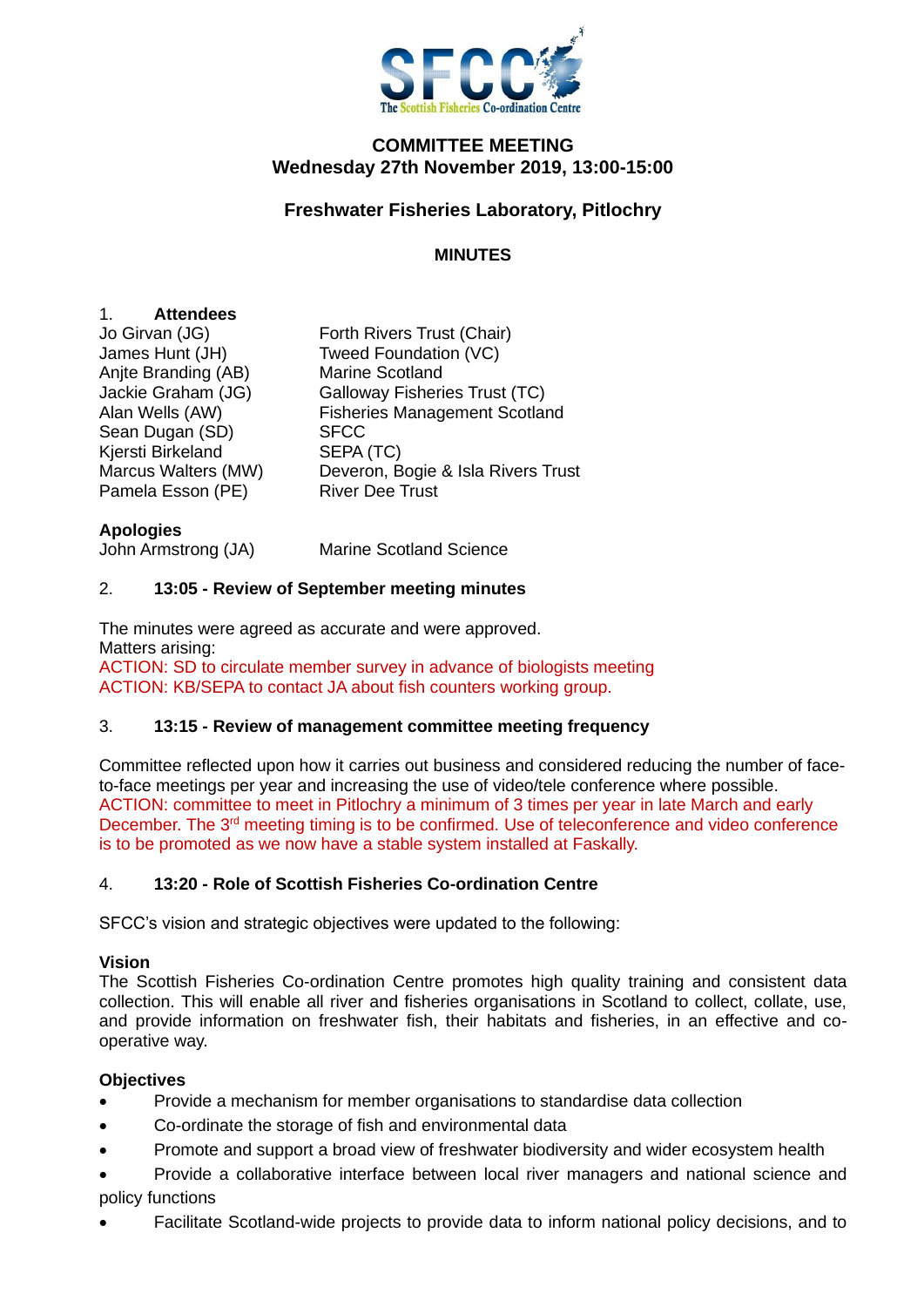# COMMITTEE MEETING
## Wednesday 27th November 2019, 13:00-15:00

## Freshwater Fisheries Laboratory, Pitlochry

### MINUTES

1. **Attendees**

| | |
|---|---|
| Jo Girvan (JG) | Forth Rivers Trust (Chair) |
| James Hunt (JH) | Tweed Foundation (VC) |
| Anjte Branding (AB) | Marine Scotland |
| Jackie Graham (JG) | Galloway Fisheries Trust (TC) |
| Alan Wells (AW) | Fisheries Management Scotland |
| Sean Dugan (SD) | SFCC |
| Kjersti Birkeland | SEPA (TC) |
| Marcus Walters (MW) | Deveron, Bogie & Isla Rivers Trust |
| Pamela Esson (PE) | River Dee Trust |

**Apologies**

| | |
|---|---|
| John Armstrong (JA) | Marine Scotland Science |

2. **13:05 - Review of September meeting minutes**

The minutes were agreed as accurate and were approved.
Matters arising:
ACTION: SD to circulate member survey in advance of biologists meeting
ACTION: KB/SEPA to contact JA about fish counters working group.

3. **13:15 - Review of management committee meeting frequency**

Committee reflected upon how it carries out business and considered reducing the number of face-to-face meetings per year and increasing the use of video/tele conference where possible.
ACTION: committee to meet in Pitlochry a minimum of 3 times per year in late March and early December. The 3rd meeting timing is to be confirmed. Use of teleconference and video conference is to be promoted as we now have a stable system installed at Faskally.

4. **13:20 - Role of Scottish Fisheries Co-ordination Centre**

SFCC's vision and strategic objectives were updated to the following:

**Vision**
The Scottish Fisheries Co-ordination Centre promotes high quality training and consistent data collection. This will enable all river and fisheries organisations in Scotland to collect, collate, use, and provide information on freshwater fish, their habitats and fisheries, in an effective and co-operative way.

**Objectives**

- Provide a mechanism for member organisations to standardise data collection
- Co-ordinate the storage of fish and environmental data
- Promote and support a broad view of freshwater biodiversity and wider ecosystem health
- Provide a collaborative interface between local river managers and national science and policy functions
- Facilitate Scotland-wide projects to provide data to inform national policy decisions, and to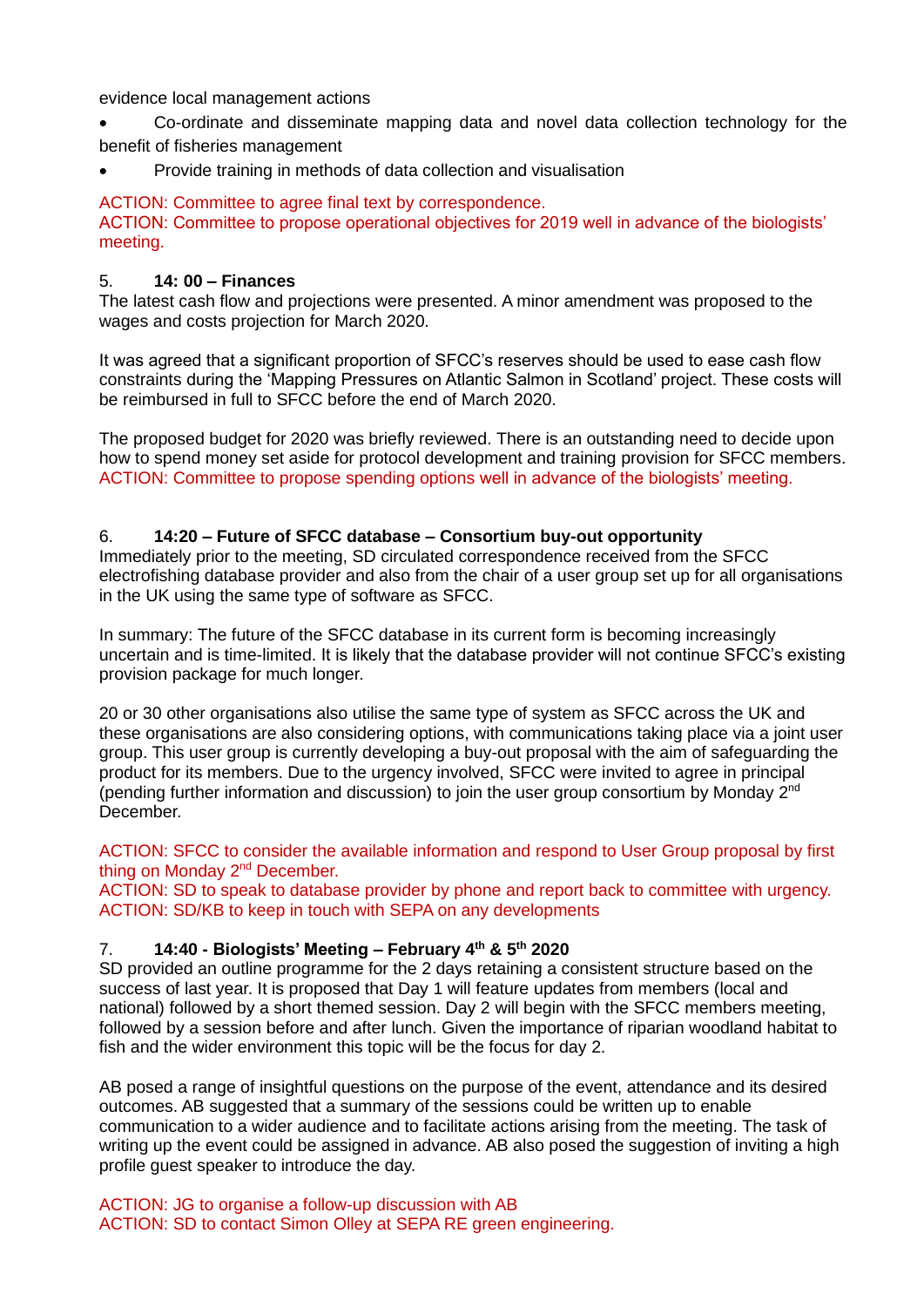evidence local management actions

- Co-ordinate and disseminate mapping data and novel data collection technology for the benefit of fisheries management
- Provide training in methods of data collection and visualisation

ACTION: Committee to agree final text by correspondence.
ACTION: Committee to propose operational objectives for 2019 well in advance of the biologists' meeting.

5. **14: 00 – Finances**
The latest cash flow and projections were presented. A minor amendment was proposed to the wages and costs projection for March 2020.

It was agreed that a significant proportion of SFCC's reserves should be used to ease cash flow constraints during the 'Mapping Pressures on Atlantic Salmon in Scotland' project. These costs will be reimbursed in full to SFCC before the end of March 2020.

The proposed budget for 2020 was briefly reviewed. There is an outstanding need to decide upon how to spend money set aside for protocol development and training provision for SFCC members.
ACTION: Committee to propose spending options well in advance of the biologists' meeting.

6. **14:20 – Future of SFCC database – Consortium buy-out opportunity**
Immediately prior to the meeting, SD circulated correspondence received from the SFCC electrofishing database provider and also from the chair of a user group set up for all organisations in the UK using the same type of software as SFCC.

In summary: The future of the SFCC database in its current form is becoming increasingly uncertain and is time-limited. It is likely that the database provider will not continue SFCC's existing provision package for much longer.

20 or 30 other organisations also utilise the same type of system as SFCC across the UK and these organisations are also considering options, with communications taking place via a joint user group. This user group is currently developing a buy-out proposal with the aim of safeguarding the product for its members. Due to the urgency involved, SFCC were invited to agree in principal (pending further information and discussion) to join the user group consortium by Monday 2nd December.

ACTION: SFCC to consider the available information and respond to User Group proposal by first thing on Monday 2nd December.
ACTION: SD to speak to database provider by phone and report back to committee with urgency.
ACTION: SD/KB to keep in touch with SEPA on any developments

7. **14:40 - Biologists' Meeting – February 4th & 5th 2020**
SD provided an outline programme for the 2 days retaining a consistent structure based on the success of last year. It is proposed that Day 1 will feature updates from members (local and national) followed by a short themed session. Day 2 will begin with the SFCC members meeting, followed by a session before and after lunch. Given the importance of riparian woodland habitat to fish and the wider environment this topic will be the focus for day 2.

AB posed a range of insightful questions on the purpose of the event, attendance and its desired outcomes. AB suggested that a summary of the sessions could be written up to enable communication to a wider audience and to facilitate actions arising from the meeting. The task of writing up the event could be assigned in advance. AB also posed the suggestion of inviting a high profile guest speaker to introduce the day.

ACTION: JG to organise a follow-up discussion with AB
ACTION: SD to contact Simon Olley at SEPA RE green engineering.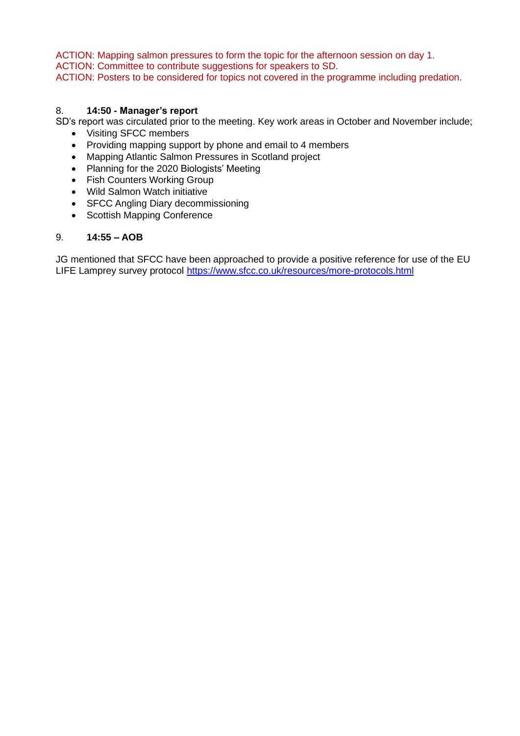ACTION: Mapping salmon pressures to form the topic for the afternoon session on day 1.
ACTION: Committee to contribute suggestions for speakers to SD.
ACTION: Posters to be considered for topics not covered in the programme including predation.

8. **14:50 - Manager's report**

SD's report was circulated prior to the meeting. Key work areas in October and November include;

- Visiting SFCC members
- Providing mapping support by phone and email to 4 members
- Mapping Atlantic Salmon Pressures in Scotland project
- Planning for the 2020 Biologists' Meeting
- Fish Counters Working Group
- Wild Salmon Watch initiative
- SFCC Angling Diary decommissioning
- Scottish Mapping Conference

9. **14:55 – AOB**

JG mentioned that SFCC have been approached to provide a positive reference for use of the EU LIFE Lamprey survey protocol https://www.sfcc.co.uk/resources/more-protocols.html